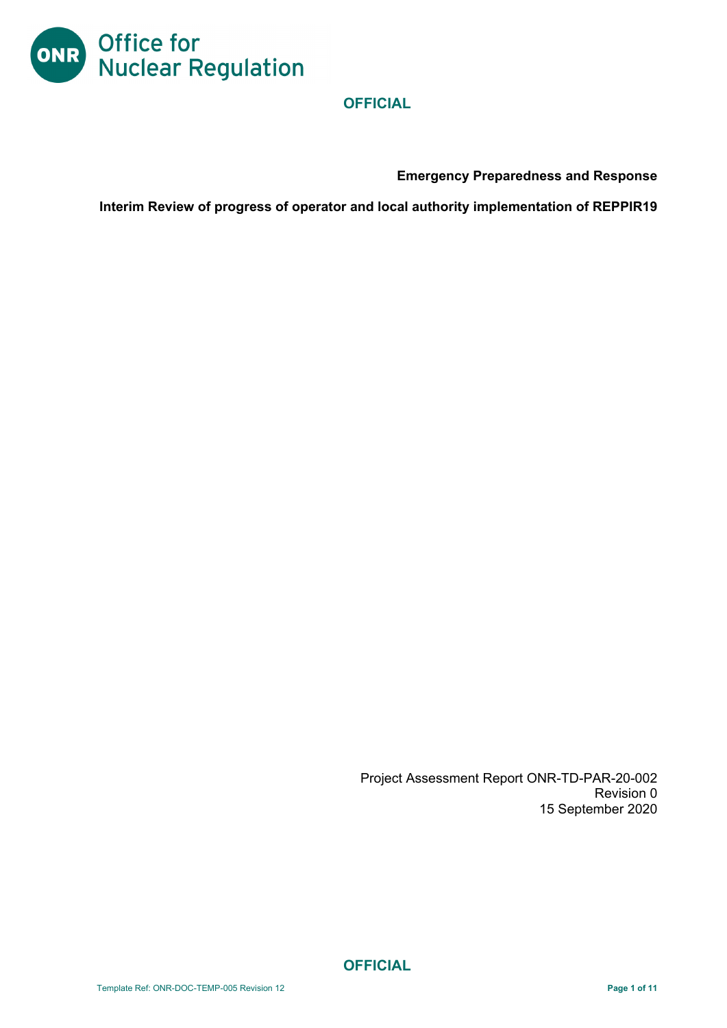Office for Nuclear Regulation

OFFICIAL

**Emergency Preparedness and Response**

**Interim Review of progress of operator and local authority implementation of REPPIR19**

Project Assessment Report ONR-TD-PAR-20-002
Revision 0
15 September 2020

OFFICIAL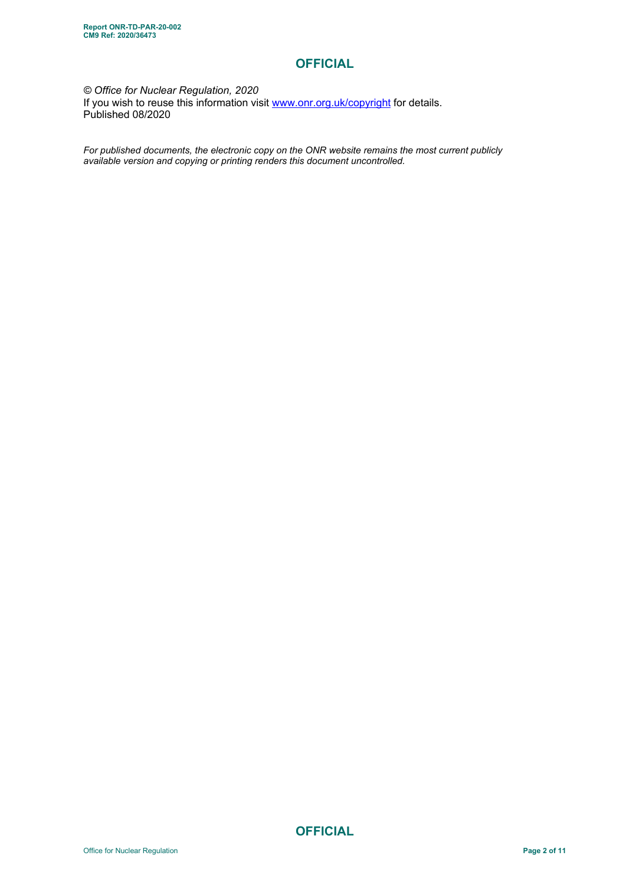*© Office for Nuclear Regulation, 2020*
If you wish to reuse this information visit www.onr.org.uk/copyright for details.
Published 08/2020

*For published documents, the electronic copy on the ONR website remains the most current publicly available version and copying or printing renders this document uncontrolled.*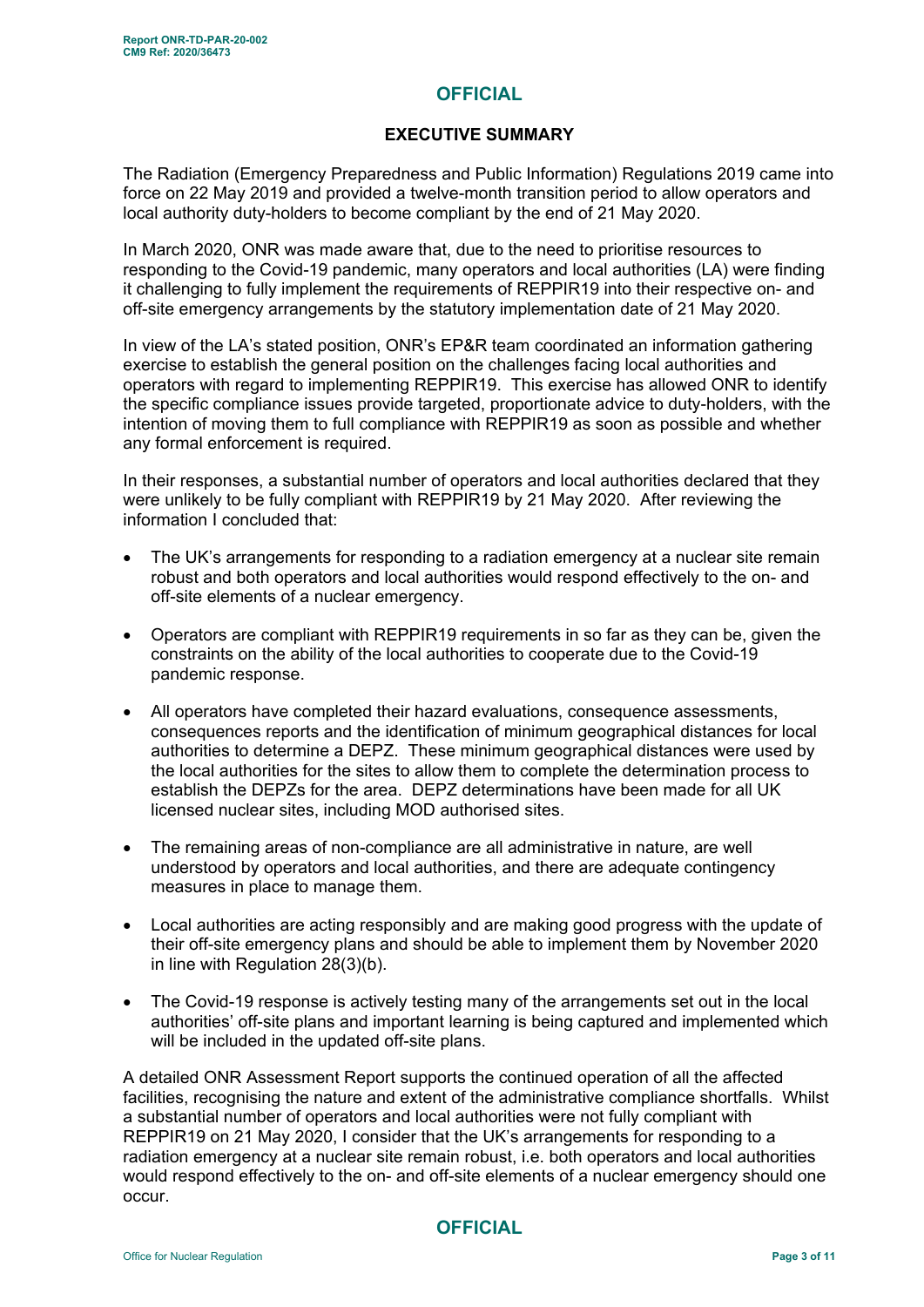**OFFICIAL**

## EXECUTIVE SUMMARY

The Radiation (Emergency Preparedness and Public Information) Regulations 2019 came into force on 22 May 2019 and provided a twelve-month transition period to allow operators and local authority duty-holders to become compliant by the end of 21 May 2020.

In March 2020, ONR was made aware that, due to the need to prioritise resources to responding to the Covid-19 pandemic, many operators and local authorities (LA) were finding it challenging to fully implement the requirements of REPPIR19 into their respective on- and off-site emergency arrangements by the statutory implementation date of 21 May 2020.

In view of the LA's stated position, ONR's EP&R team coordinated an information gathering exercise to establish the general position on the challenges facing local authorities and operators with regard to implementing REPPIR19. This exercise has allowed ONR to identify the specific compliance issues provide targeted, proportionate advice to duty-holders, with the intention of moving them to full compliance with REPPIR19 as soon as possible and whether any formal enforcement is required.

In their responses, a substantial number of operators and local authorities declared that they were unlikely to be fully compliant with REPPIR19 by 21 May 2020. After reviewing the information I concluded that:

- The UK's arrangements for responding to a radiation emergency at a nuclear site remain robust and both operators and local authorities would respond effectively to the on- and off-site elements of a nuclear emergency.
- Operators are compliant with REPPIR19 requirements in so far as they can be, given the constraints on the ability of the local authorities to cooperate due to the Covid-19 pandemic response.
- All operators have completed their hazard evaluations, consequence assessments, consequences reports and the identification of minimum geographical distances for local authorities to determine a DEPZ. These minimum geographical distances were used by the local authorities for the sites to allow them to complete the determination process to establish the DEPZs for the area. DEPZ determinations have been made for all UK licensed nuclear sites, including MOD authorised sites.
- The remaining areas of non-compliance are all administrative in nature, are well understood by operators and local authorities, and there are adequate contingency measures in place to manage them.
- Local authorities are acting responsibly and are making good progress with the update of their off-site emergency plans and should be able to implement them by November 2020 in line with Regulation 28(3)(b).
- The Covid-19 response is actively testing many of the arrangements set out in the local authorities' off-site plans and important learning is being captured and implemented which will be included in the updated off-site plans.

A detailed ONR Assessment Report supports the continued operation of all the affected facilities, recognising the nature and extent of the administrative compliance shortfalls. Whilst a substantial number of operators and local authorities were not fully compliant with REPPIR19 on 21 May 2020, I consider that the UK's arrangements for responding to a radiation emergency at a nuclear site remain robust, i.e. both operators and local authorities would respond effectively to the on- and off-site elements of a nuclear emergency should one occur.

**OFFICIAL**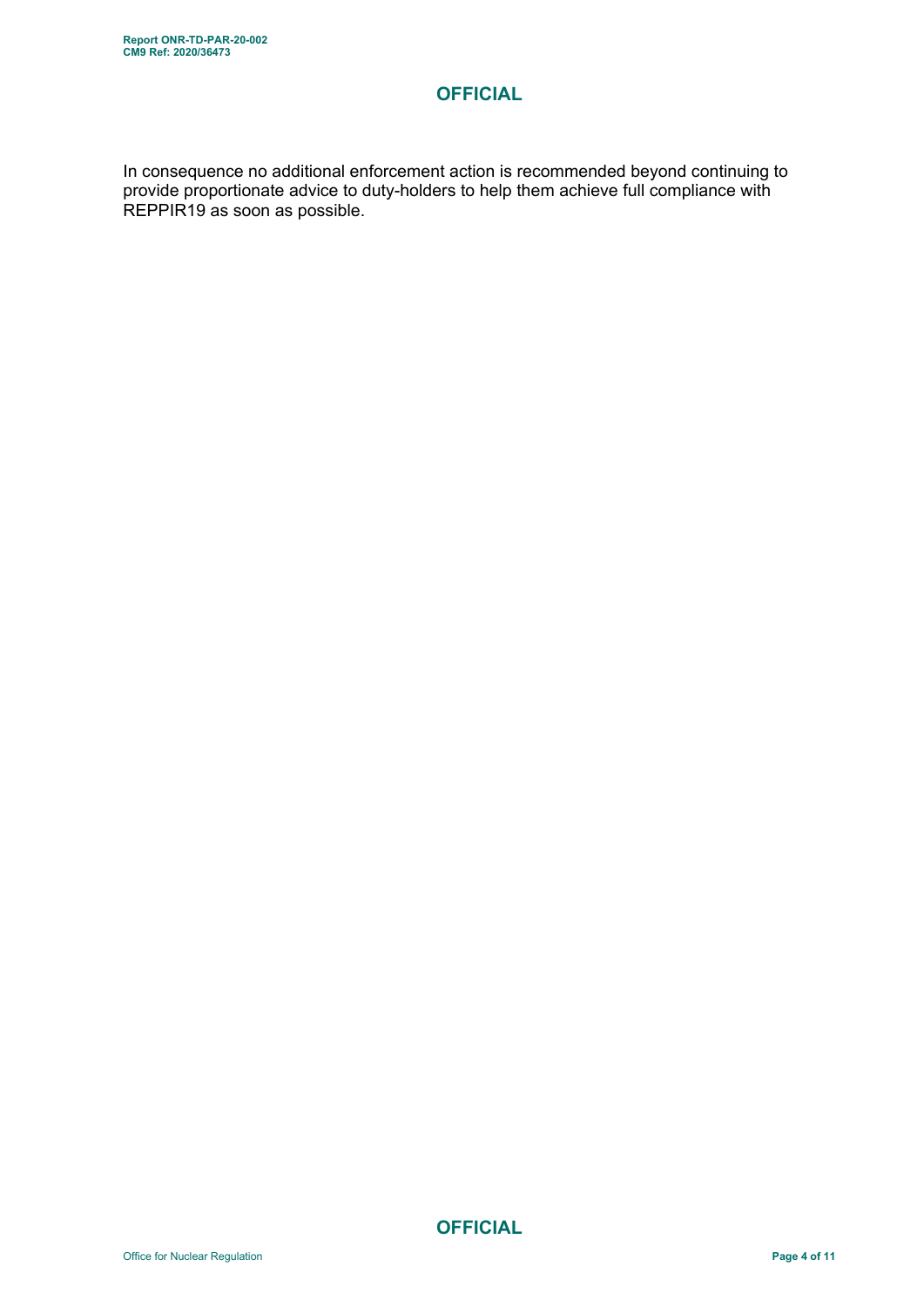In consequence no additional enforcement action is recommended beyond continuing to provide proportionate advice to duty-holders to help them achieve full compliance with REPPIR19 as soon as possible.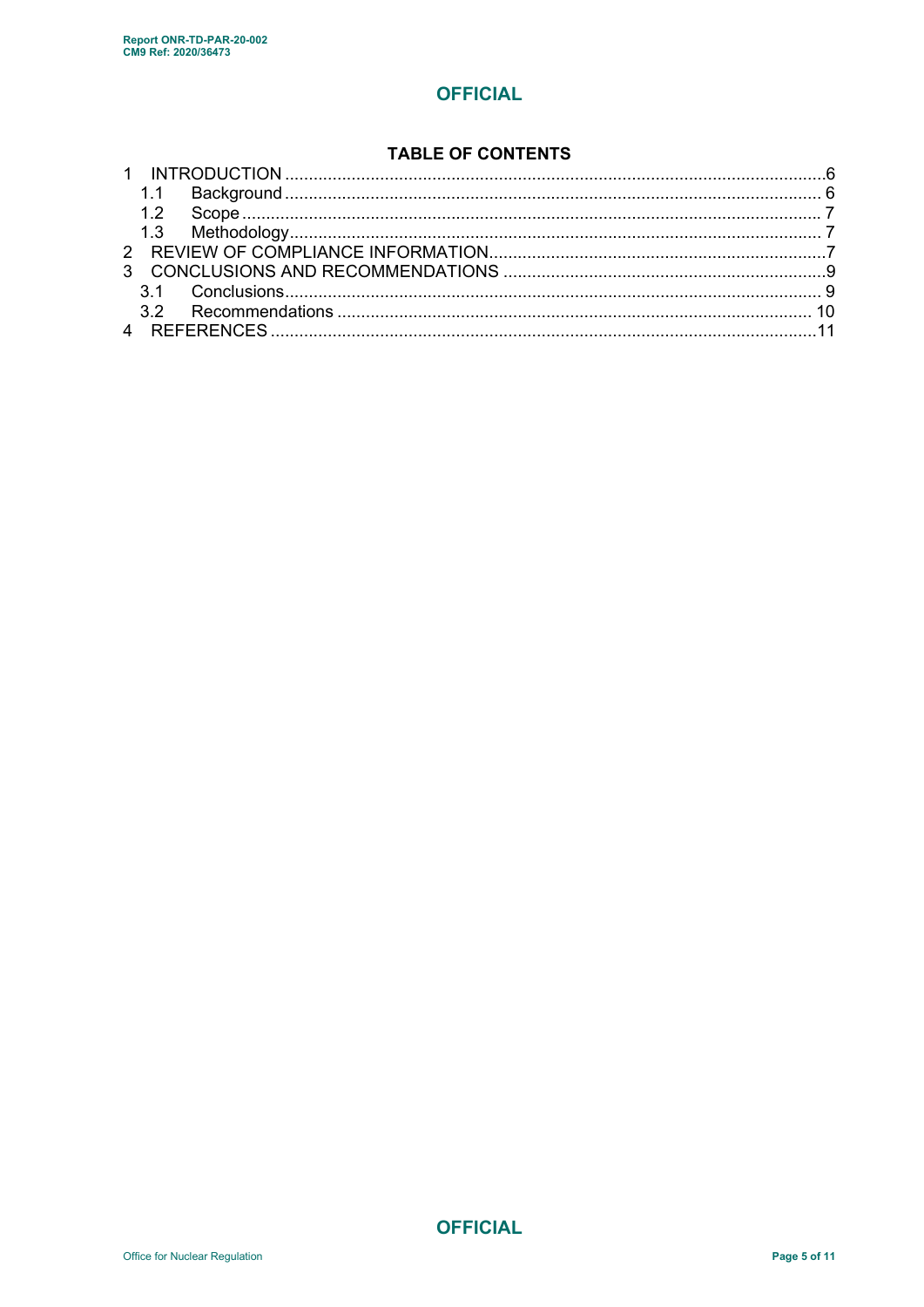**OFFICIAL**

## TABLE OF CONTENTS

1 INTRODUCTION ....................................................................................................6
  1.1 Background ....................................................................................................6
  1.2 Scope ............................................................................................................7
  1.3 Methodology ..................................................................................................7
2 REVIEW OF COMPLIANCE INFORMATION .........................................................7
3 CONCLUSIONS AND RECOMMENDATIONS .......................................................9
  3.1 Conclusions ...................................................................................................9
  3.2 Recommendations .......................................................................................10
4 REFERENCES ....................................................................................................11

**OFFICIAL**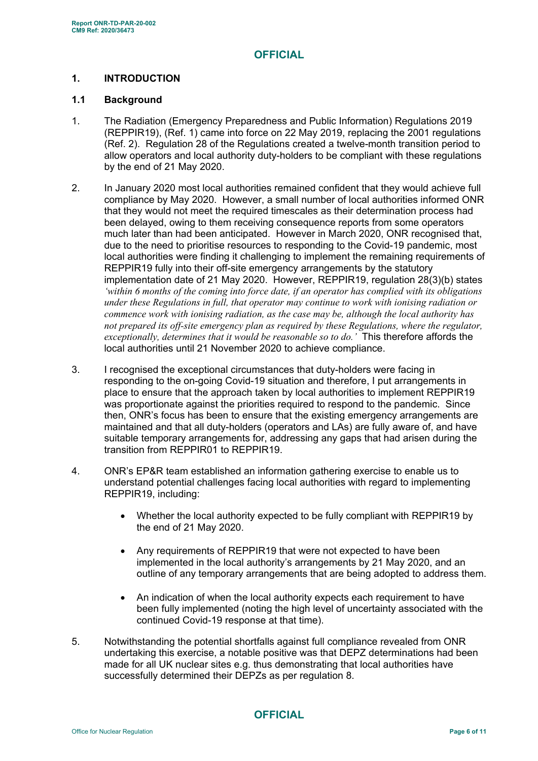## 1. INTRODUCTION

### 1.1 Background

1. The Radiation (Emergency Preparedness and Public Information) Regulations 2019 (REPPIR19), (Ref. 1) came into force on 22 May 2019, replacing the 2001 regulations (Ref. 2). Regulation 28 of the Regulations created a twelve-month transition period to allow operators and local authority duty-holders to be compliant with these regulations by the end of 21 May 2020.

2. In January 2020 most local authorities remained confident that they would achieve full compliance by May 2020. However, a small number of local authorities informed ONR that they would not meet the required timescales as their determination process had been delayed, owing to them receiving consequence reports from some operators much later than had been anticipated. However in March 2020, ONR recognised that, due to the need to prioritise resources to responding to the Covid-19 pandemic, most local authorities were finding it challenging to implement the remaining requirements of REPPIR19 fully into their off-site emergency arrangements by the statutory implementation date of 21 May 2020. However, REPPIR19, regulation 28(3)(b) states *'within 6 months of the coming into force date, if an operator has complied with its obligations under these Regulations in full, that operator may continue to work with ionising radiation or commence work with ionising radiation, as the case may be, although the local authority has not prepared its off-site emergency plan as required by these Regulations, where the regulator, exceptionally, determines that it would be reasonable so to do.'* This therefore affords the local authorities until 21 November 2020 to achieve compliance.

3. I recognised the exceptional circumstances that duty-holders were facing in responding to the on-going Covid-19 situation and therefore, I put arrangements in place to ensure that the approach taken by local authorities to implement REPPIR19 was proportionate against the priorities required to respond to the pandemic. Since then, ONR's focus has been to ensure that the existing emergency arrangements are maintained and that all duty-holders (operators and LAs) are fully aware of, and have suitable temporary arrangements for, addressing any gaps that had arisen during the transition from REPPIR01 to REPPIR19.

4. ONR's EP&R team established an information gathering exercise to enable us to understand potential challenges facing local authorities with regard to implementing REPPIR19, including:

   - Whether the local authority expected to be fully compliant with REPPIR19 by the end of 21 May 2020.
   - Any requirements of REPPIR19 that were not expected to have been implemented in the local authority's arrangements by 21 May 2020, and an outline of any temporary arrangements that are being adopted to address them.
   - An indication of when the local authority expects each requirement to have been fully implemented (noting the high level of uncertainty associated with the continued Covid-19 response at that time).

5. Notwithstanding the potential shortfalls against full compliance revealed from ONR undertaking this exercise, a notable positive was that DEPZ determinations had been made for all UK nuclear sites e.g. thus demonstrating that local authorities have successfully determined their DEPZs as per regulation 8.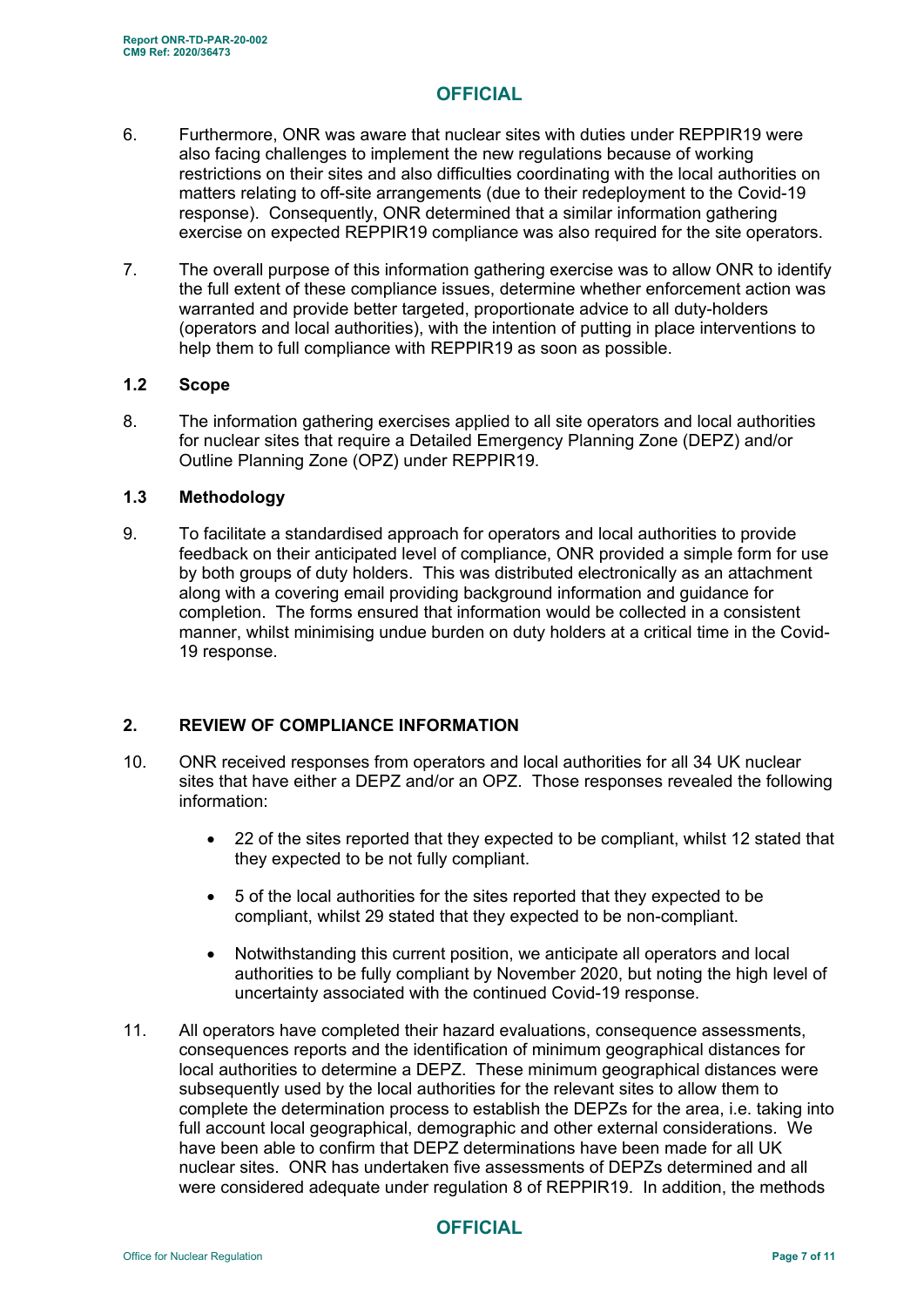6. Furthermore, ONR was aware that nuclear sites with duties under REPPIR19 were also facing challenges to implement the new regulations because of working restrictions on their sites and also difficulties coordinating with the local authorities on matters relating to off-site arrangements (due to their redeployment to the Covid-19 response). Consequently, ONR determined that a similar information gathering exercise on expected REPPIR19 compliance was also required for the site operators.

7. The overall purpose of this information gathering exercise was to allow ONR to identify the full extent of these compliance issues, determine whether enforcement action was warranted and provide better targeted, proportionate advice to all duty-holders (operators and local authorities), with the intention of putting in place interventions to help them to full compliance with REPPIR19 as soon as possible.

### 1.2 Scope

8. The information gathering exercises applied to all site operators and local authorities for nuclear sites that require a Detailed Emergency Planning Zone (DEPZ) and/or Outline Planning Zone (OPZ) under REPPIR19.

### 1.3 Methodology

9. To facilitate a standardised approach for operators and local authorities to provide feedback on their anticipated level of compliance, ONR provided a simple form for use by both groups of duty holders. This was distributed electronically as an attachment along with a covering email providing background information and guidance for completion. The forms ensured that information would be collected in a consistent manner, whilst minimising undue burden on duty holders at a critical time in the Covid-19 response.

## 2. REVIEW OF COMPLIANCE INFORMATION

10. ONR received responses from operators and local authorities for all 34 UK nuclear sites that have either a DEPZ and/or an OPZ. Those responses revealed the following information:

    - 22 of the sites reported that they expected to be compliant, whilst 12 stated that they expected to be not fully compliant.
    - 5 of the local authorities for the sites reported that they expected to be compliant, whilst 29 stated that they expected to be non-compliant.
    - Notwithstanding this current position, we anticipate all operators and local authorities to be fully compliant by November 2020, but noting the high level of uncertainty associated with the continued Covid-19 response.

11. All operators have completed their hazard evaluations, consequence assessments, consequences reports and the identification of minimum geographical distances for local authorities to determine a DEPZ. These minimum geographical distances were subsequently used by the local authorities for the relevant sites to allow them to complete the determination process to establish the DEPZs for the area, i.e. taking into full account local geographical, demographic and other external considerations. We have been able to confirm that DEPZ determinations have been made for all UK nuclear sites. ONR has undertaken five assessments of DEPZs determined and all were considered adequate under regulation 8 of REPPIR19. In addition, the methods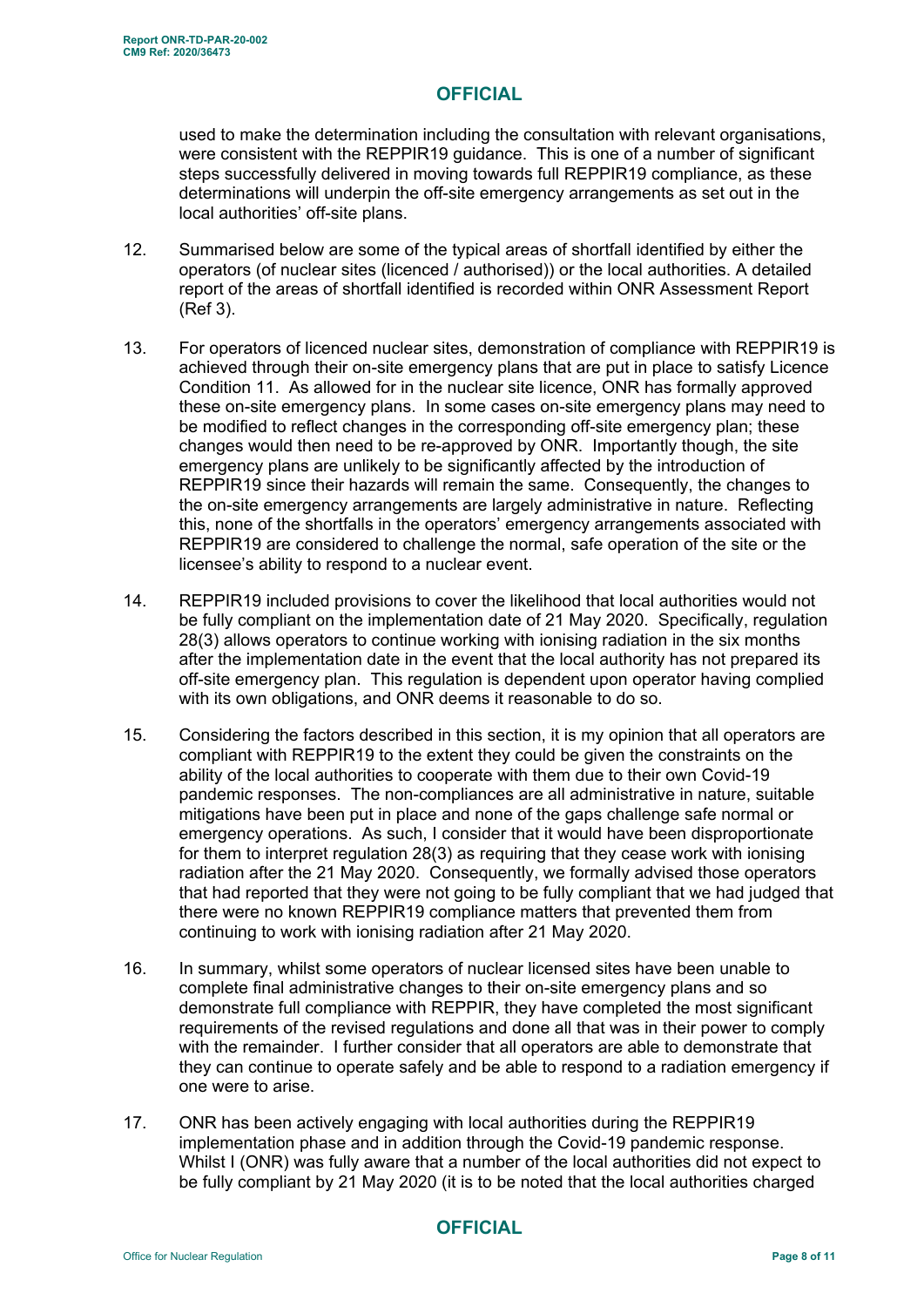used to make the determination including the consultation with relevant organisations, were consistent with the REPPIR19 guidance. This is one of a number of significant steps successfully delivered in moving towards full REPPIR19 compliance, as these determinations will underpin the off-site emergency arrangements as set out in the local authorities' off-site plans.

12. Summarised below are some of the typical areas of shortfall identified by either the operators (of nuclear sites (licenced / authorised)) or the local authorities. A detailed report of the areas of shortfall identified is recorded within ONR Assessment Report (Ref 3).

13. For operators of licenced nuclear sites, demonstration of compliance with REPPIR19 is achieved through their on-site emergency plans that are put in place to satisfy Licence Condition 11. As allowed for in the nuclear site licence, ONR has formally approved these on-site emergency plans. In some cases on-site emergency plans may need to be modified to reflect changes in the corresponding off-site emergency plan; these changes would then need to be re-approved by ONR. Importantly though, the site emergency plans are unlikely to be significantly affected by the introduction of REPPIR19 since their hazards will remain the same. Consequently, the changes to the on-site emergency arrangements are largely administrative in nature. Reflecting this, none of the shortfalls in the operators' emergency arrangements associated with REPPIR19 are considered to challenge the normal, safe operation of the site or the licensee's ability to respond to a nuclear event.

14. REPPIR19 included provisions to cover the likelihood that local authorities would not be fully compliant on the implementation date of 21 May 2020. Specifically, regulation 28(3) allows operators to continue working with ionising radiation in the six months after the implementation date in the event that the local authority has not prepared its off-site emergency plan. This regulation is dependent upon operator having complied with its own obligations, and ONR deems it reasonable to do so.

15. Considering the factors described in this section, it is my opinion that all operators are compliant with REPPIR19 to the extent they could be given the constraints on the ability of the local authorities to cooperate with them due to their own Covid-19 pandemic responses. The non-compliances are all administrative in nature, suitable mitigations have been put in place and none of the gaps challenge safe normal or emergency operations. As such, I consider that it would have been disproportionate for them to interpret regulation 28(3) as requiring that they cease work with ionising radiation after the 21 May 2020. Consequently, we formally advised those operators that had reported that they were not going to be fully compliant that we had judged that there were no known REPPIR19 compliance matters that prevented them from continuing to work with ionising radiation after 21 May 2020.

16. In summary, whilst some operators of nuclear licensed sites have been unable to complete final administrative changes to their on-site emergency plans and so demonstrate full compliance with REPPIR, they have completed the most significant requirements of the revised regulations and done all that was in their power to comply with the remainder. I further consider that all operators are able to demonstrate that they can continue to operate safely and be able to respond to a radiation emergency if one were to arise.

17. ONR has been actively engaging with local authorities during the REPPIR19 implementation phase and in addition through the Covid-19 pandemic response. Whilst I (ONR) was fully aware that a number of the local authorities did not expect to be fully compliant by 21 May 2020 (it is to be noted that the local authorities charged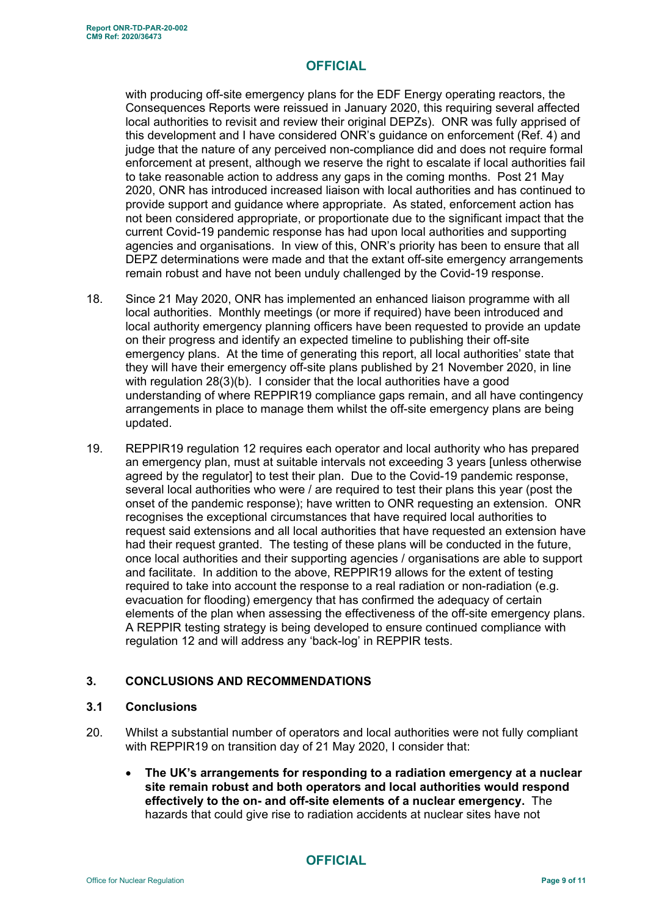with producing off-site emergency plans for the EDF Energy operating reactors, the Consequences Reports were reissued in January 2020, this requiring several affected local authorities to revisit and review their original DEPZs). ONR was fully apprised of this development and I have considered ONR's guidance on enforcement (Ref. 4) and judge that the nature of any perceived non-compliance did and does not require formal enforcement at present, although we reserve the right to escalate if local authorities fail to take reasonable action to address any gaps in the coming months. Post 21 May 2020, ONR has introduced increased liaison with local authorities and has continued to provide support and guidance where appropriate. As stated, enforcement action has not been considered appropriate, or proportionate due to the significant impact that the current Covid-19 pandemic response has had upon local authorities and supporting agencies and organisations. In view of this, ONR's priority has been to ensure that all DEPZ determinations were made and that the extant off-site emergency arrangements remain robust and have not been unduly challenged by the Covid-19 response.

18. Since 21 May 2020, ONR has implemented an enhanced liaison programme with all local authorities. Monthly meetings (or more if required) have been introduced and local authority emergency planning officers have been requested to provide an update on their progress and identify an expected timeline to publishing their off-site emergency plans. At the time of generating this report, all local authorities' state that they will have their emergency off-site plans published by 21 November 2020, in line with regulation 28(3)(b). I consider that the local authorities have a good understanding of where REPPIR19 compliance gaps remain, and all have contingency arrangements in place to manage them whilst the off-site emergency plans are being updated.

19. REPPIR19 regulation 12 requires each operator and local authority who has prepared an emergency plan, must at suitable intervals not exceeding 3 years [unless otherwise agreed by the regulator] to test their plan. Due to the Covid-19 pandemic response, several local authorities who were / are required to test their plans this year (post the onset of the pandemic response); have written to ONR requesting an extension. ONR recognises the exceptional circumstances that have required local authorities to request said extensions and all local authorities that have requested an extension have had their request granted. The testing of these plans will be conducted in the future, once local authorities and their supporting agencies / organisations are able to support and facilitate. In addition to the above, REPPIR19 allows for the extent of testing required to take into account the response to a real radiation or non-radiation (e.g. evacuation for flooding) emergency that has confirmed the adequacy of certain elements of the plan when assessing the effectiveness of the off-site emergency plans. A REPPIR testing strategy is being developed to ensure continued compliance with regulation 12 and will address any 'back-log' in REPPIR tests.

## 3. CONCLUSIONS AND RECOMMENDATIONS

### 3.1 Conclusions

20. Whilst a substantial number of operators and local authorities were not fully compliant with REPPIR19 on transition day of 21 May 2020, I consider that:

   - **The UK's arrangements for responding to a radiation emergency at a nuclear site remain robust and both operators and local authorities would respond effectively to the on- and off-site elements of a nuclear emergency.** The hazards that could give rise to radiation accidents at nuclear sites have not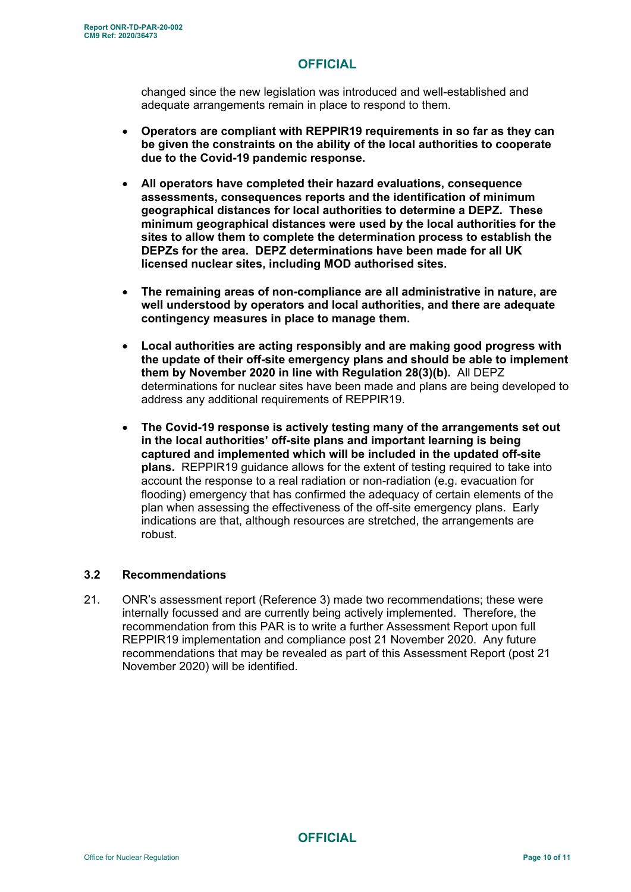changed since the new legislation was introduced and well-established and adequate arrangements remain in place to respond to them.

- **Operators are compliant with REPPIR19 requirements in so far as they can be given the constraints on the ability of the local authorities to cooperate due to the Covid-19 pandemic response.**

- **All operators have completed their hazard evaluations, consequence assessments, consequences reports and the identification of minimum geographical distances for local authorities to determine a DEPZ. These minimum geographical distances were used by the local authorities for the sites to allow them to complete the determination process to establish the DEPZs for the area. DEPZ determinations have been made for all UK licensed nuclear sites, including MOD authorised sites.**

- **The remaining areas of non-compliance are all administrative in nature, are well understood by operators and local authorities, and there are adequate contingency measures in place to manage them.**

- **Local authorities are acting responsibly and are making good progress with the update of their off-site emergency plans and should be able to implement them by November 2020 in line with Regulation 28(3)(b).** All DEPZ determinations for nuclear sites have been made and plans are being developed to address any additional requirements of REPPIR19.

- **The Covid-19 response is actively testing many of the arrangements set out in the local authorities' off-site plans and important learning is being captured and implemented which will be included in the updated off-site plans.** REPPIR19 guidance allows for the extent of testing required to take into account the response to a real radiation or non-radiation (e.g. evacuation for flooding) emergency that has confirmed the adequacy of certain elements of the plan when assessing the effectiveness of the off-site emergency plans. Early indications are that, although resources are stretched, the arrangements are robust.

### 3.2 Recommendations

21. ONR's assessment report (Reference 3) made two recommendations; these were internally focussed and are currently being actively implemented. Therefore, the recommendation from this PAR is to write a further Assessment Report upon full REPPIR19 implementation and compliance post 21 November 2020. Any future recommendations that may be revealed as part of this Assessment Report (post 21 November 2020) will be identified.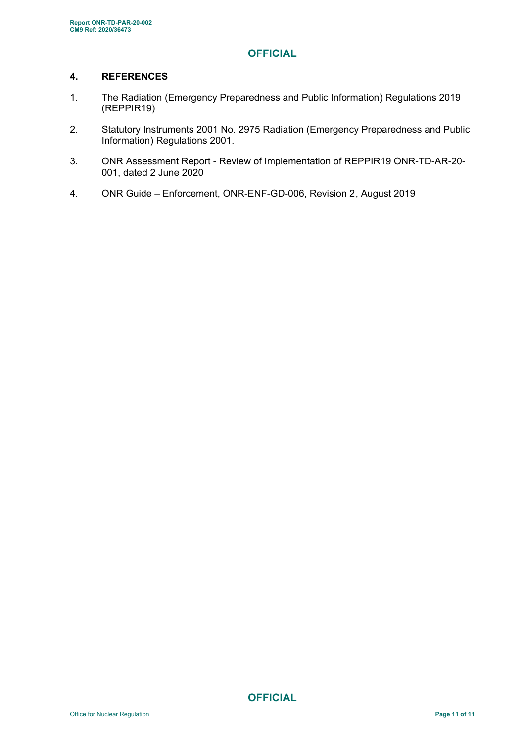## 4. REFERENCES

1. The Radiation (Emergency Preparedness and Public Information) Regulations 2019 (REPPIR19)

2. Statutory Instruments 2001 No. 2975 Radiation (Emergency Preparedness and Public Information) Regulations 2001.

3. ONR Assessment Report - Review of Implementation of REPPIR19 ONR-TD-AR-20-001, dated 2 June 2020

4. ONR Guide – Enforcement, ONR-ENF-GD-006, Revision 2, August 2019